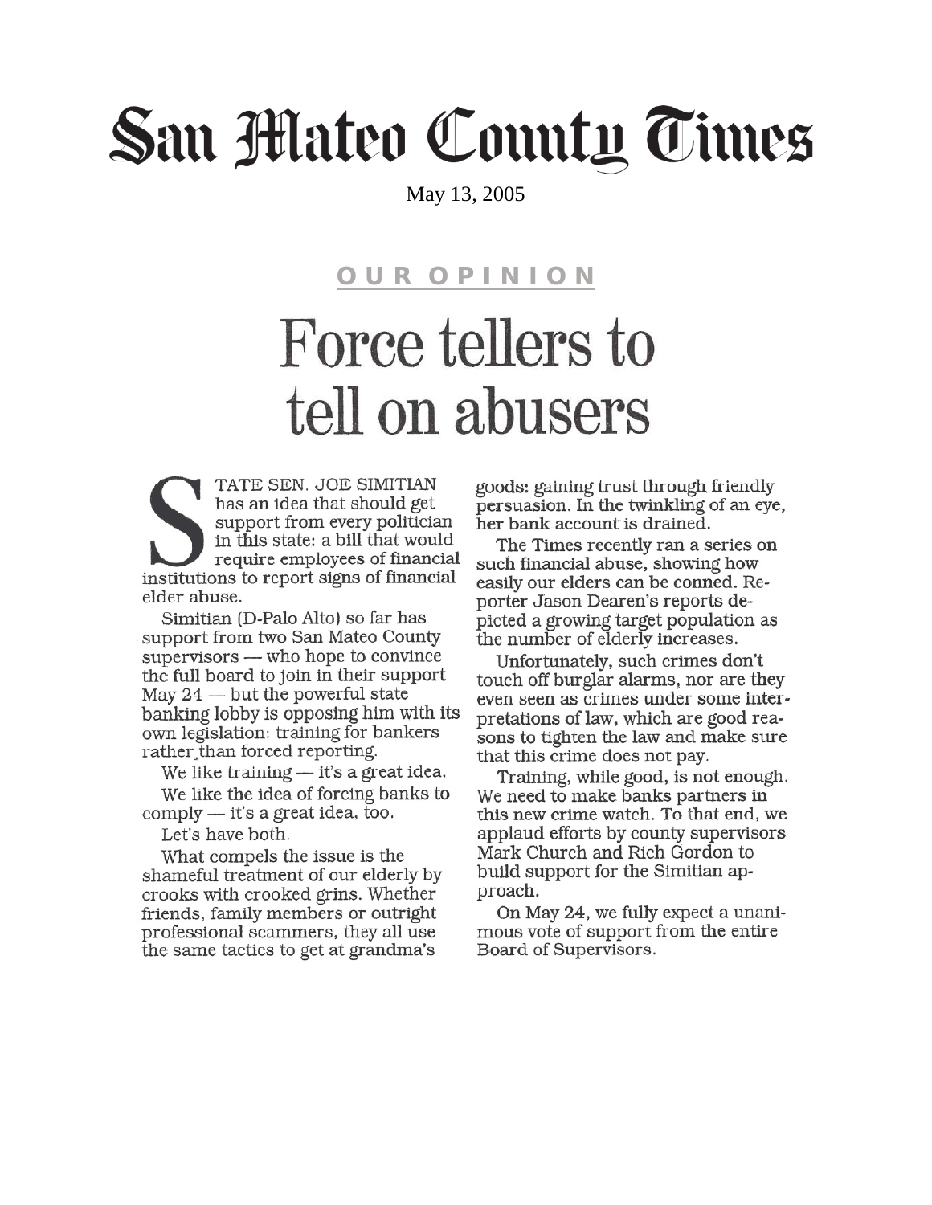# San Mateo County Times

May 13, 2005

## OUR OPINION

# Force tellers to tell on abusers

STATE SEN. JOE SIMITIAN has an idea that should get support from every politician in this state: a bill that would require employees of financial institutions to report signs of financial elder abuse.

Simitian (D-Palo Alto) so far has support from two San Mateo County supervisors — who hope to convince the full board to join in their support May 24 — but the powerful state banking lobby is opposing him with its own legislation: training for bankers rather than forced reporting.

We like training — it's a great idea.

We like the idea of forcing banks to comply — it's a great idea, too.

Let's have both.

What compels the issue is the shameful treatment of our elderly by crooks with crooked grins. Whether friends, family members or outright professional scammers, they all use the same tactics to get at grandma's goods: gaining trust through friendly persuasion. In the twinkling of an eye, her bank account is drained.

The Times recently ran a series on such financial abuse, showing how easily our elders can be conned. Reporter Jason Dearen's reports depicted a growing target population as the number of elderly increases.

Unfortunately, such crimes don't touch off burglar alarms, nor are they even seen as crimes under some interpretations of law, which are good reasons to tighten the law and make sure that this crime does not pay.

Training, while good, is not enough. We need to make banks partners in this new crime watch. To that end, we applaud efforts by county supervisors Mark Church and Rich Gordon to build support for the Simitian approach.

On May 24, we fully expect a unanimous vote of support from the entire Board of Supervisors.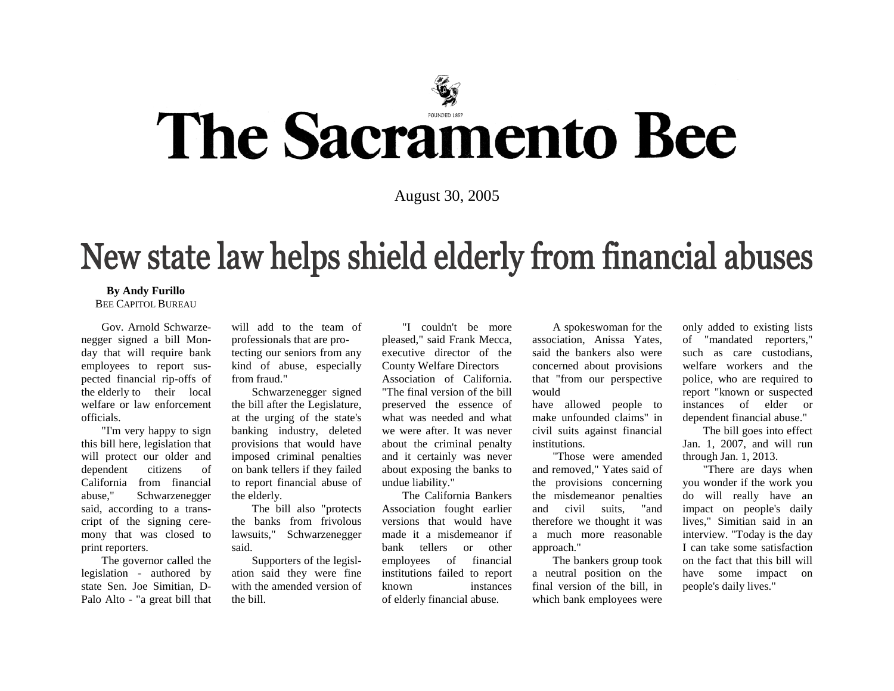# The Sacramento Bee

August 30, 2005

## New state law helps shield elderly from financial abuses

**By Andy Furillo**
BEE CAPITOL BUREAU

Gov. Arnold Schwarzenegger signed a bill Monday that will require bank employees to report suspected financial rip-offs of the elderly to their local welfare or law enforcement officials.

"I'm very happy to sign this bill here, legislation that will protect our older and dependent citizens of California from financial abuse," Schwarzenegger said, according to a transcript of the signing ceremony that was closed to print reporters.

The governor called the legislation - authored by state Sen. Joe Simitian, D-Palo Alto - "a great bill that will add to the team of professionals that are protecting our seniors from any kind of abuse, especially from fraud."

Schwarzenegger signed the bill after the Legislature, at the urging of the state's banking industry, deleted provisions that would have imposed criminal penalties on bank tellers if they failed to report financial abuse of the elderly.

The bill also "protects the banks from frivolous lawsuits," Schwarzenegger said.

Supporters of the legislation said they were fine with the amended version of the bill.

"I couldn't be more pleased," said Frank Mecca, executive director of the County Welfare Directors Association of California. "The final version of the bill preserved the essence of what was needed and what we were after. It was never about the criminal penalty and it certainly was never about exposing the banks to undue liability."

The California Bankers Association fought earlier versions that would have made it a misdemeanor if bank tellers or other employees of financial institutions failed to report known instances of elderly financial abuse.

A spokeswoman for the association, Anissa Yates, said the bankers also were concerned about provisions that "from our perspective would have allowed people to make unfounded claims" in civil suits against financial institutions.

"Those were amended and removed," Yates said of the provisions concerning the misdemeanor penalties and civil suits, "and therefore we thought it was a much more reasonable approach."

The bankers group took a neutral position on the final version of the bill, in which bank employees were only added to existing lists of "mandated reporters," such as care custodians, welfare workers and the police, who are required to report "known or suspected instances of elder or dependent financial abuse."

The bill goes into effect Jan. 1, 2007, and will run through Jan. 1, 2013.

"There are days when you wonder if the work you do will really have an impact on people's daily lives," Simitian said in an interview. "Today is the day I can take some satisfaction on the fact that this bill will have some impact on people's daily lives."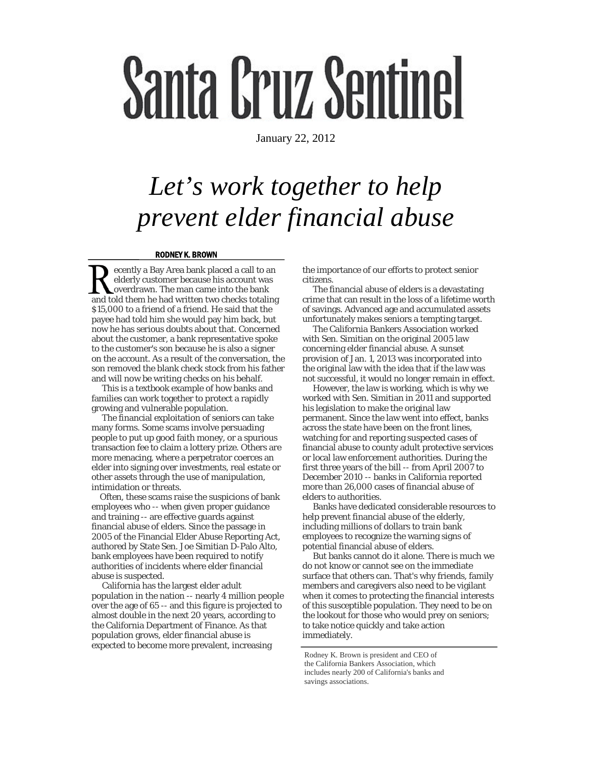# Santa Cruz Sentinel

January 22, 2012

# *Let's work together to help prevent elder financial abuse*

**RODNEY K. BROWN**

Recently a Bay Area bank placed a call to an elderly customer because his account was overdrawn. The man came into the bank and told them he had written two checks totaling $15,000 to a friend of a friend. He said that the payee had told him she would pay him back, but now he has serious doubts about that. Concerned about the customer, a bank representative spoke to the customer's son because he is also a signer on the account. As a result of the conversation, the son removed the blank check stock from his father and will now be writing checks on his behalf.

This is a textbook example of how banks and families can work together to protect a rapidly growing and vulnerable population.

The financial exploitation of seniors can take many forms. Some scams involve persuading people to put up good faith money, or a spurious transaction fee to claim a lottery prize. Others are more menacing, where a perpetrator coerces an elder into signing over investments, real estate or other assets through the use of manipulation, intimidation or threats.

Often, these scams raise the suspicions of bank employees who -- when given proper guidance and training -- are effective guards against financial abuse of elders. Since the passage in 2005 of the Financial Elder Abuse Reporting Act, authored by State Sen. Joe Simitian D-Palo Alto, bank employees have been required to notify authorities of incidents where elder financial abuse is suspected.

California has the largest elder adult population in the nation -- nearly 4 million people over the age of 65 -- and this figure is projected to almost double in the next 20 years, according to the California Department of Finance. As that population grows, elder financial abuse is expected to become more prevalent, increasing the importance of our efforts to protect senior citizens.

The financial abuse of elders is a devastating crime that can result in the loss of a lifetime worth of savings. Advanced age and accumulated assets unfortunately makes seniors a tempting target.

The California Bankers Association worked with Sen. Simitian on the original 2005 law concerning elder financial abuse. A sunset provision of Jan. 1, 2013 was incorporated into the original law with the idea that if the law was not successful, it would no longer remain in effect.

However, the law is working, which is why we worked with Sen. Simitian in 2011 and supported his legislation to make the original law permanent. Since the law went into effect, banks across the state have been on the front lines, watching for and reporting suspected cases of financial abuse to county adult protective services or local law enforcement authorities. During the first three years of the bill -- from April 2007 to December 2010 -- banks in California reported more than 26,000 cases of financial abuse of elders to authorities.

Banks have dedicated considerable resources to help prevent financial abuse of the elderly, including millions of dollars to train bank employees to recognize the warning signs of potential financial abuse of elders.

But banks cannot do it alone. There is much we do not know or cannot see on the immediate surface that others can. That's why friends, family members and caregivers also need to be vigilant when it comes to protecting the financial interests of this susceptible population. They need to be on the lookout for those who would prey on seniors; to take notice quickly and take action immediately.

---

Rodney K. Brown is president and CEO of the California Bankers Association, which includes nearly 200 of California's banks and savings associations.